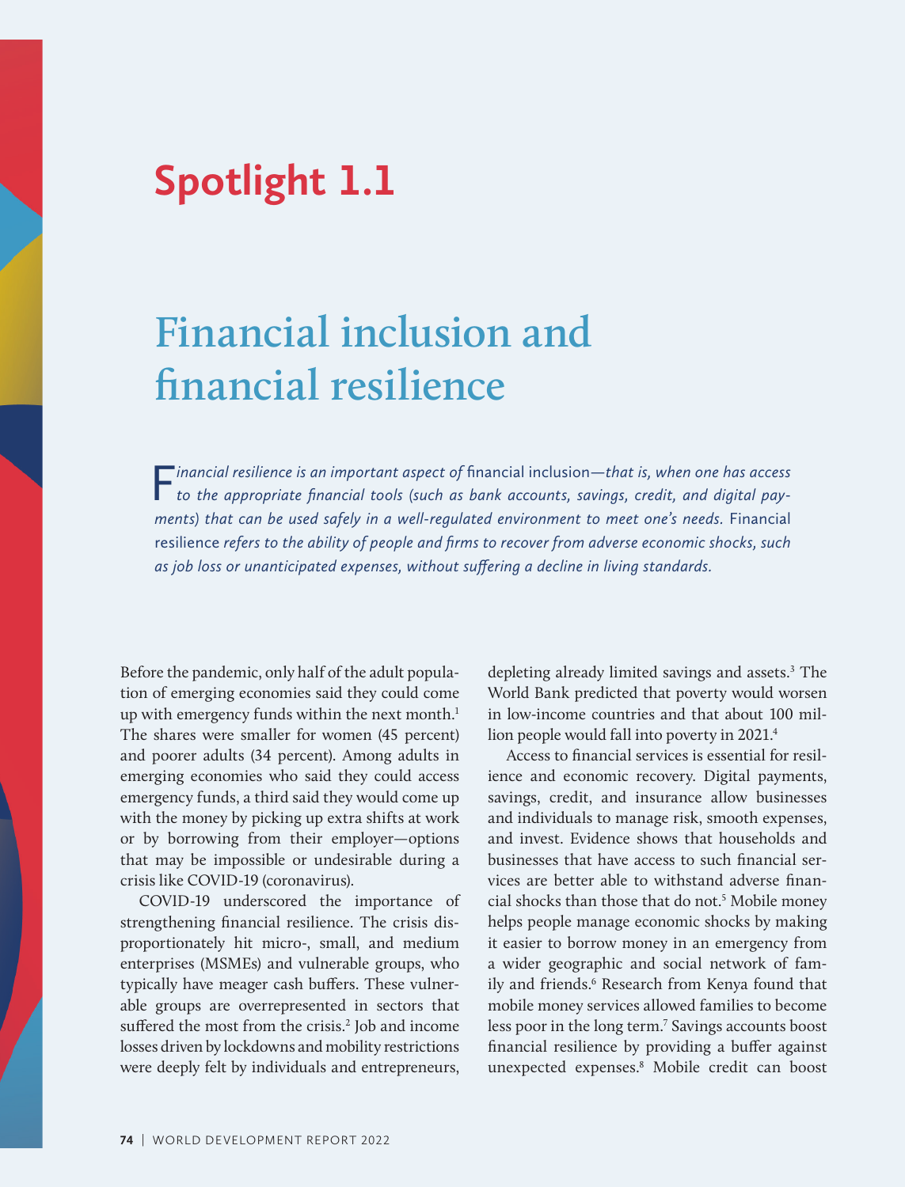# Spotlight 1.1

## Financial inclusion and financial resilience

*Financial resilience is an important aspect of* financial inclusion*—that is, when one has access to the appropriate financial tools (such as bank accounts, savings, credit, and digital payments) that can be used safely in a well-regulated environment to meet one's needs.* Financial resilience *refers to the ability of people and firms to recover from adverse economic shocks, such as job loss or unanticipated expenses, without suffering a decline in living standards.*

Before the pandemic, only half of the adult population of emerging economies said they could come up with emergency funds within the next month.[1] The shares were smaller for women (45 percent) and poorer adults (34 percent). Among adults in emerging economies who said they could access emergency funds, a third said they would come up with the money by picking up extra shifts at work or by borrowing from their employer—options that may be impossible or undesirable during a crisis like COVID-19 (coronavirus).

COVID-19 underscored the importance of strengthening financial resilience. The crisis disproportionately hit micro-, small, and medium enterprises (MSMEs) and vulnerable groups, who typically have meager cash buffers. These vulnerable groups are overrepresented in sectors that suffered the most from the crisis.[2] Job and income losses driven by lockdowns and mobility restrictions were deeply felt by individuals and entrepreneurs, depleting already limited savings and assets.[3] The World Bank predicted that poverty would worsen in low-income countries and that about 100 million people would fall into poverty in 2021.[4]

Access to financial services is essential for resilience and economic recovery. Digital payments, savings, credit, and insurance allow businesses and individuals to manage risk, smooth expenses, and invest. Evidence shows that households and businesses that have access to such financial services are better able to withstand adverse financial shocks than those that do not.[5] Mobile money helps people manage economic shocks by making it easier to borrow money in an emergency from a wider geographic and social network of family and friends.[6] Research from Kenya found that mobile money services allowed families to become less poor in the long term.[7] Savings accounts boost financial resilience by providing a buffer against unexpected expenses.[8] Mobile credit can boost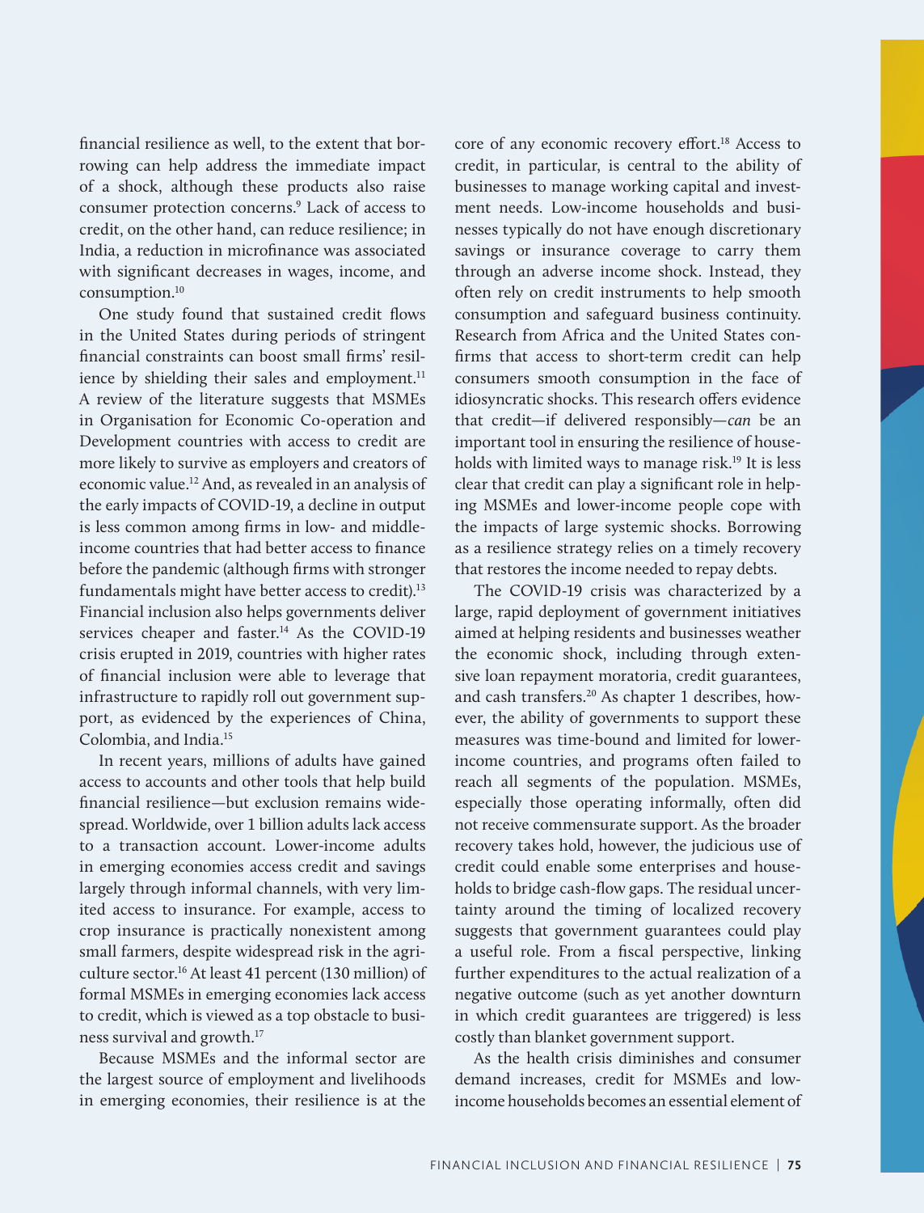financial resilience as well, to the extent that borrowing can help address the immediate impact of a shock, although these products also raise consumer protection concerns.[9] Lack of access to credit, on the other hand, can reduce resilience; in India, a reduction in microfinance was associated with significant decreases in wages, income, and consumption.[10]

One study found that sustained credit flows in the United States during periods of stringent financial constraints can boost small firms' resilience by shielding their sales and employment.[11] A review of the literature suggests that MSMEs in Organisation for Economic Co-operation and Development countries with access to credit are more likely to survive as employers and creators of economic value.[12] And, as revealed in an analysis of the early impacts of COVID-19, a decline in output is less common among firms in low- and middle-income countries that had better access to finance before the pandemic (although firms with stronger fundamentals might have better access to credit).[13] Financial inclusion also helps governments deliver services cheaper and faster.[14] As the COVID-19 crisis erupted in 2019, countries with higher rates of financial inclusion were able to leverage that infrastructure to rapidly roll out government support, as evidenced by the experiences of China, Colombia, and India.[15]

In recent years, millions of adults have gained access to accounts and other tools that help build financial resilience—but exclusion remains widespread. Worldwide, over 1 billion adults lack access to a transaction account. Lower-income adults in emerging economies access credit and savings largely through informal channels, with very limited access to insurance. For example, access to crop insurance is practically nonexistent among small farmers, despite widespread risk in the agriculture sector.[16] At least 41 percent (130 million) of formal MSMEs in emerging economies lack access to credit, which is viewed as a top obstacle to business survival and growth.[17]

Because MSMEs and the informal sector are the largest source of employment and livelihoods in emerging economies, their resilience is at the core of any economic recovery effort.[18] Access to credit, in particular, is central to the ability of businesses to manage working capital and investment needs. Low-income households and businesses typically do not have enough discretionary savings or insurance coverage to carry them through an adverse income shock. Instead, they often rely on credit instruments to help smooth consumption and safeguard business continuity. Research from Africa and the United States confirms that access to short-term credit can help consumers smooth consumption in the face of idiosyncratic shocks. This research offers evidence that credit—if delivered responsibly—*can* be an important tool in ensuring the resilience of households with limited ways to manage risk.[19] It is less clear that credit can play a significant role in helping MSMEs and lower-income people cope with the impacts of large systemic shocks. Borrowing as a resilience strategy relies on a timely recovery that restores the income needed to repay debts.

The COVID-19 crisis was characterized by a large, rapid deployment of government initiatives aimed at helping residents and businesses weather the economic shock, including through extensive loan repayment moratoria, credit guarantees, and cash transfers.[20] As chapter 1 describes, however, the ability of governments to support these measures was time-bound and limited for lower-income countries, and programs often failed to reach all segments of the population. MSMEs, especially those operating informally, often did not receive commensurate support. As the broader recovery takes hold, however, the judicious use of credit could enable some enterprises and households to bridge cash-flow gaps. The residual uncertainty around the timing of localized recovery suggests that government guarantees could play a useful role. From a fiscal perspective, linking further expenditures to the actual realization of a negative outcome (such as yet another downturn in which credit guarantees are triggered) is less costly than blanket government support.

As the health crisis diminishes and consumer demand increases, credit for MSMEs and low-income households becomes an essential element of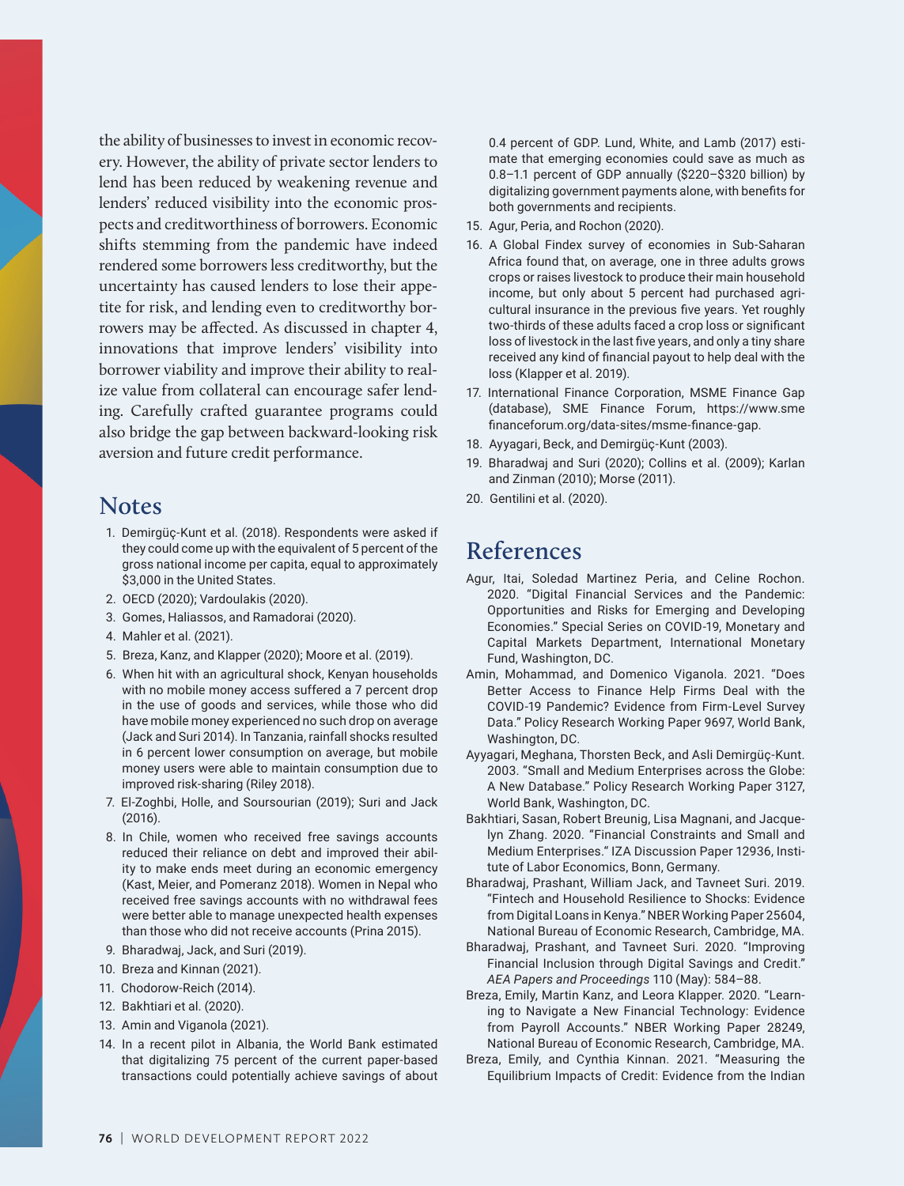the ability of businesses to invest in economic recovery. However, the ability of private sector lenders to lend has been reduced by weakening revenue and lenders' reduced visibility into the economic prospects and creditworthiness of borrowers. Economic shifts stemming from the pandemic have indeed rendered some borrowers less creditworthy, but the uncertainty has caused lenders to lose their appetite for risk, and lending even to creditworthy borrowers may be affected. As discussed in chapter 4, innovations that improve lenders' visibility into borrower viability and improve their ability to realize value from collateral can encourage safer lending. Carefully crafted guarantee programs could also bridge the gap between backward-looking risk aversion and future credit performance.

## Notes

1. Demirgüç-Kunt et al. (2018). Respondents were asked if they could come up with the equivalent of 5 percent of the gross national income per capita, equal to approximately \$3,000 in the United States.
2. OECD (2020); Vardoulakis (2020).
3. Gomes, Haliassos, and Ramadorai (2020).
4. Mahler et al. (2021).
5. Breza, Kanz, and Klapper (2020); Moore et al. (2019).
6. When hit with an agricultural shock, Kenyan households with no mobile money access suffered a 7 percent drop in the use of goods and services, while those who did have mobile money experienced no such drop on average (Jack and Suri 2014). In Tanzania, rainfall shocks resulted in 6 percent lower consumption on average, but mobile money users were able to maintain consumption due to improved risk-sharing (Riley 2018).
7. El-Zoghbi, Holle, and Soursourian (2019); Suri and Jack (2016).
8. In Chile, women who received free savings accounts reduced their reliance on debt and improved their ability to make ends meet during an economic emergency (Kast, Meier, and Pomeranz 2018). Women in Nepal who received free savings accounts with no withdrawal fees were better able to manage unexpected health expenses than those who did not receive accounts (Prina 2015).
9. Bharadwaj, Jack, and Suri (2019).
10. Breza and Kinnan (2021).
11. Chodorow-Reich (2014).
12. Bakhtiari et al. (2020).
13. Amin and Viganola (2021).
14. In a recent pilot in Albania, the World Bank estimated that digitalizing 75 percent of the current paper-based transactions could potentially achieve savings of about 0.4 percent of GDP. Lund, White, and Lamb (2017) estimate that emerging economies could save as much as 0.8–1.1 percent of GDP annually (\$220–\$320 billion) by digitalizing government payments alone, with benefits for both governments and recipients.
15. Agur, Peria, and Rochon (2020).
16. A Global Findex survey of economies in Sub-Saharan Africa found that, on average, one in three adults grows crops or raises livestock to produce their main household income, but only about 5 percent had purchased agricultural insurance in the previous five years. Yet roughly two-thirds of these adults faced a crop loss or significant loss of livestock in the last five years, and only a tiny share received any kind of financial payout to help deal with the loss (Klapper et al. 2019).
17. International Finance Corporation, MSME Finance Gap (database), SME Finance Forum, https://www.smefinanceforum.org/data-sites/msme-finance-gap.
18. Ayyagari, Beck, and Demirgüç-Kunt (2003).
19. Bharadwaj and Suri (2020); Collins et al. (2009); Karlan and Zinman (2010); Morse (2011).
20. Gentilini et al. (2020).

## References

Agur, Itai, Soledad Martinez Peria, and Celine Rochon. 2020. "Digital Financial Services and the Pandemic: Opportunities and Risks for Emerging and Developing Economies." Special Series on COVID-19, Monetary and Capital Markets Department, International Monetary Fund, Washington, DC.

Amin, Mohammad, and Domenico Viganola. 2021. "Does Better Access to Finance Help Firms Deal with the COVID-19 Pandemic? Evidence from Firm-Level Survey Data." Policy Research Working Paper 9697, World Bank, Washington, DC.

Ayyagari, Meghana, Thorsten Beck, and Asli Demirgüç-Kunt. 2003. "Small and Medium Enterprises across the Globe: A New Database." Policy Research Working Paper 3127, World Bank, Washington, DC.

Bakhtiari, Sasan, Robert Breunig, Lisa Magnani, and Jacquelyn Zhang. 2020. "Financial Constraints and Small and Medium Enterprises." IZA Discussion Paper 12936, Institute of Labor Economics, Bonn, Germany.

Bharadwaj, Prashant, William Jack, and Tavneet Suri. 2019. "Fintech and Household Resilience to Shocks: Evidence from Digital Loans in Kenya." NBER Working Paper 25604, National Bureau of Economic Research, Cambridge, MA.

Bharadwaj, Prashant, and Tavneet Suri. 2020. "Improving Financial Inclusion through Digital Savings and Credit." *AEA Papers and Proceedings* 110 (May): 584–88.

Breza, Emily, Martin Kanz, and Leora Klapper. 2020. "Learning to Navigate a New Financial Technology: Evidence from Payroll Accounts." NBER Working Paper 28249, National Bureau of Economic Research, Cambridge, MA.

Breza, Emily, and Cynthia Kinnan. 2021. "Measuring the Equilibrium Impacts of Credit: Evidence from the Indian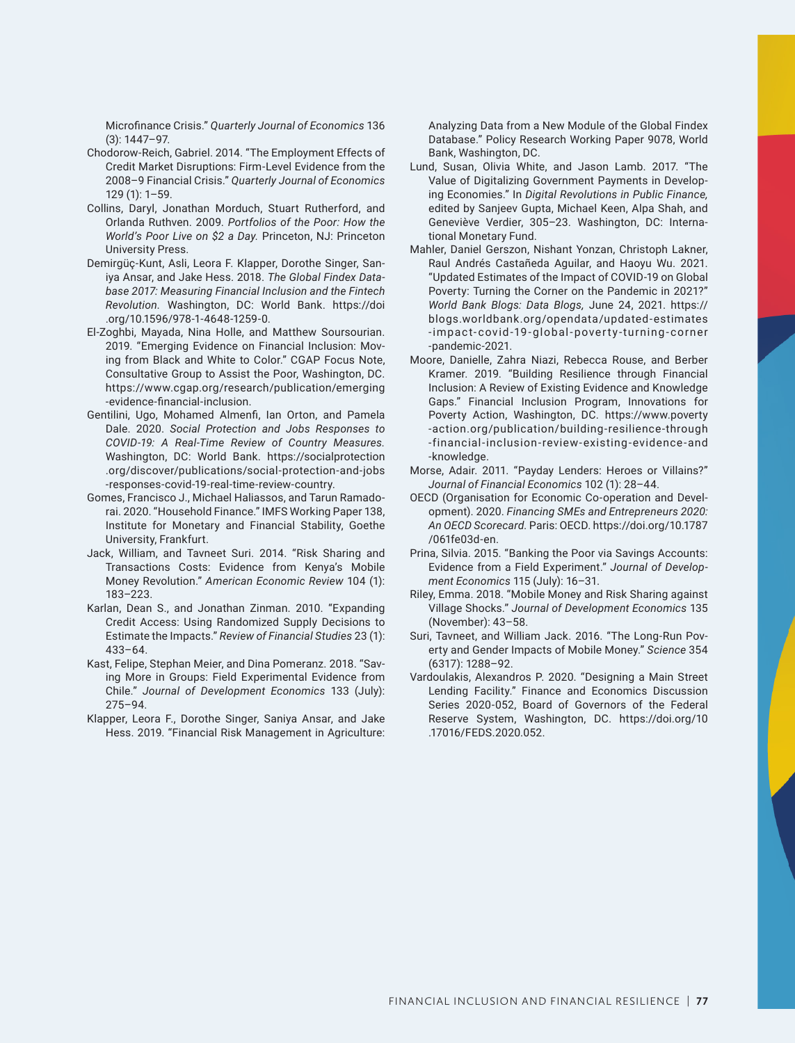Microfinance Crisis." *Quarterly Journal of Economics* 136 (3): 1447–97.

Chodorow-Reich, Gabriel. 2014. "The Employment Effects of Credit Market Disruptions: Firm-Level Evidence from the 2008–9 Financial Crisis." *Quarterly Journal of Economics* 129 (1): 1–59.

Collins, Daryl, Jonathan Morduch, Stuart Rutherford, and Orlanda Ruthven. 2009. *Portfolios of the Poor: How the World's Poor Live on $2 a Day.* Princeton, NJ: Princeton University Press.

Demirgüç-Kunt, Asli, Leora F. Klapper, Dorothe Singer, Saniya Ansar, and Jake Hess. 2018. *The Global Findex Database 2017: Measuring Financial Inclusion and the Fintech Revolution.* Washington, DC: World Bank. https://doi.org/10.1596/978-1-4648-1259-0.

El-Zoghbi, Mayada, Nina Holle, and Matthew Soursourian. 2019. "Emerging Evidence on Financial Inclusion: Moving from Black and White to Color." CGAP Focus Note, Consultative Group to Assist the Poor, Washington, DC. https://www.cgap.org/research/publication/emerging-evidence-financial-inclusion.

Gentilini, Ugo, Mohamed Almenfi, Ian Orton, and Pamela Dale. 2020. *Social Protection and Jobs Responses to COVID-19: A Real-Time Review of Country Measures.* Washington, DC: World Bank. https://socialprotection.org/discover/publications/social-protection-and-jobs-responses-covid-19-real-time-review-country.

Gomes, Francisco J., Michael Haliassos, and Tarun Ramadorai. 2020. "Household Finance." IMFS Working Paper 138, Institute for Monetary and Financial Stability, Goethe University, Frankfurt.

Jack, William, and Tavneet Suri. 2014. "Risk Sharing and Transactions Costs: Evidence from Kenya's Mobile Money Revolution." *American Economic Review* 104 (1): 183–223.

Karlan, Dean S., and Jonathan Zinman. 2010. "Expanding Credit Access: Using Randomized Supply Decisions to Estimate the Impacts." *Review of Financial Studies* 23 (1): 433–64.

Kast, Felipe, Stephan Meier, and Dina Pomeranz. 2018. "Saving More in Groups: Field Experimental Evidence from Chile." *Journal of Development Economics* 133 (July): 275–94.

Klapper, Leora F., Dorothe Singer, Saniya Ansar, and Jake Hess. 2019. "Financial Risk Management in Agriculture: Analyzing Data from a New Module of the Global Findex Database." Policy Research Working Paper 9078, World Bank, Washington, DC.

Lund, Susan, Olivia White, and Jason Lamb. 2017. "The Value of Digitalizing Government Payments in Developing Economies." In *Digital Revolutions in Public Finance,* edited by Sanjeev Gupta, Michael Keen, Alpa Shah, and Geneviève Verdier, 305–23. Washington, DC: International Monetary Fund.

Mahler, Daniel Gerszon, Nishant Yonzan, Christoph Lakner, Raul Andrés Castañeda Aguilar, and Haoyu Wu. 2021. "Updated Estimates of the Impact of COVID-19 on Global Poverty: Turning the Corner on the Pandemic in 2021?" *World Bank Blogs: Data Blogs,* June 24, 2021. https://blogs.worldbank.org/opendata/updated-estimates-impact-covid-19-global-poverty-turning-corner-pandemic-2021.

Moore, Danielle, Zahra Niazi, Rebecca Rouse, and Berber Kramer. 2019. "Building Resilience through Financial Inclusion: A Review of Existing Evidence and Knowledge Gaps." Financial Inclusion Program, Innovations for Poverty Action, Washington, DC. https://www.poverty-action.org/publication/building-resilience-through-financial-inclusion-review-existing-evidence-and-knowledge.

Morse, Adair. 2011. "Payday Lenders: Heroes or Villains?" *Journal of Financial Economics* 102 (1): 28–44.

OECD (Organisation for Economic Co-operation and Development). 2020. *Financing SMEs and Entrepreneurs 2020: An OECD Scorecard.* Paris: OECD. https://doi.org/10.1787/061fe03d-en.

Prina, Silvia. 2015. "Banking the Poor via Savings Accounts: Evidence from a Field Experiment." *Journal of Development Economics* 115 (July): 16–31.

Riley, Emma. 2018. "Mobile Money and Risk Sharing against Village Shocks." *Journal of Development Economics* 135 (November): 43–58.

Suri, Tavneet, and William Jack. 2016. "The Long-Run Poverty and Gender Impacts of Mobile Money." *Science* 354 (6317): 1288–92.

Vardoulakis, Alexandros P. 2020. "Designing a Main Street Lending Facility." Finance and Economics Discussion Series 2020-052, Board of Governors of the Federal Reserve System, Washington, DC. https://doi.org/10.17016/FEDS.2020.052.